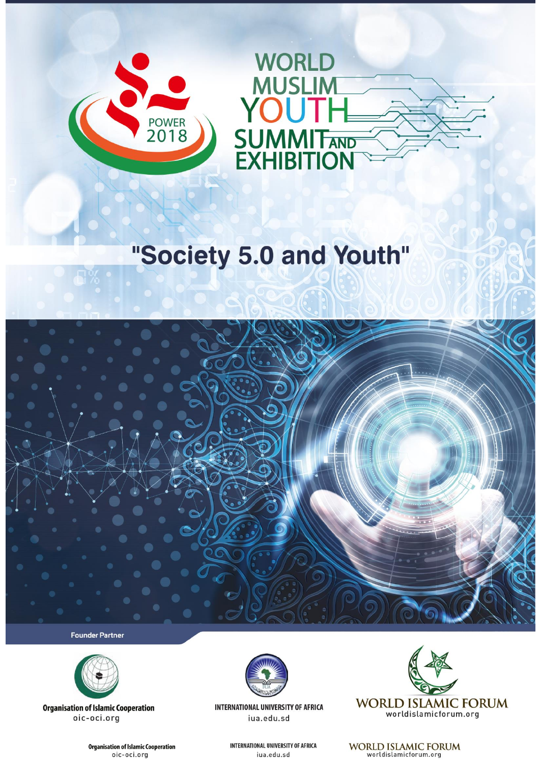POWER 2018

# WORLD MUSLIM YOUTH SUMMIT AND EXHIBITION

## "Society 5.0 and Youth"

**Founder Partner**

**Organisation of Islamic Cooperation**
oic-oci.org

**INTERNATIONAL UNIVERSITY OF AFRICA**
iua.edu.sd

**WORLD ISLAMIC FORUM**
worldislamicforum.org

**Organisation of Islamic Cooperation**
oic-oci.org

**INTERNATIONAL UNIVERSITY OF AFRICA**
iua.edu.sd

**WORLD ISLAMIC FORUM**
worldislamicforum.org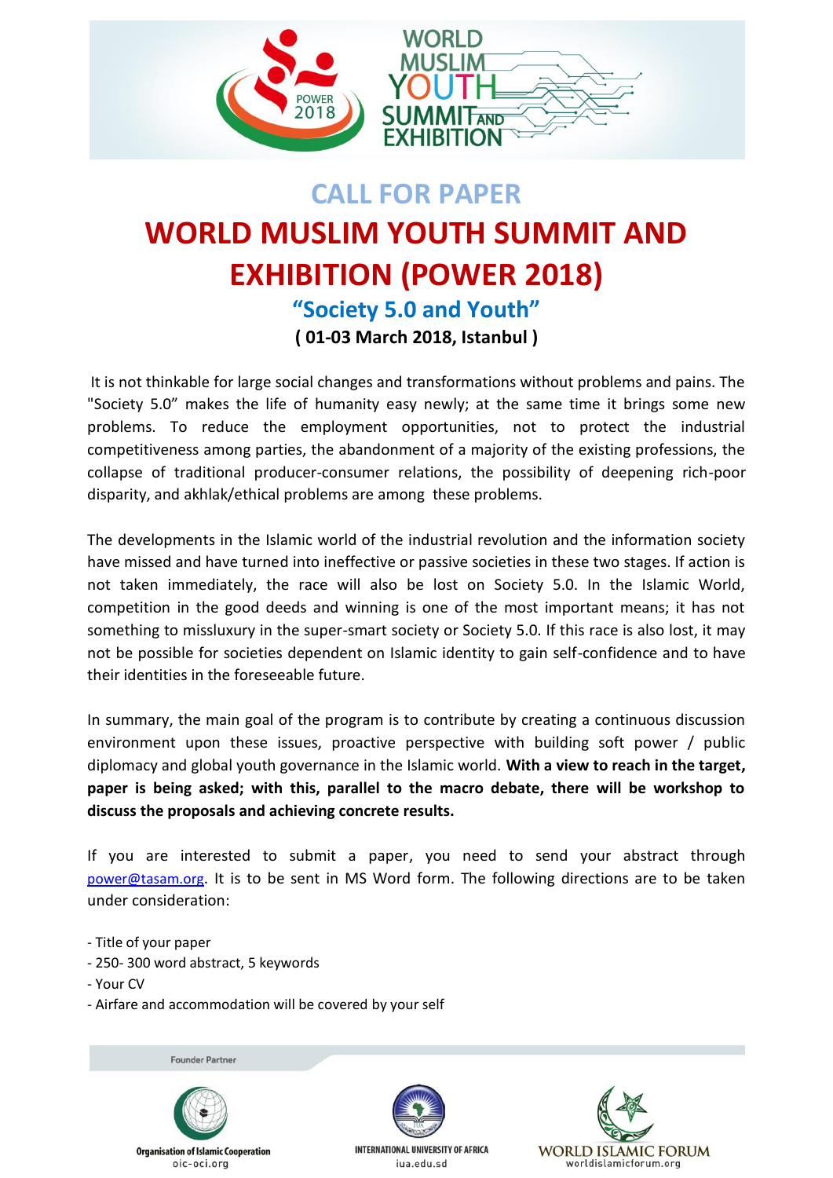# CALL FOR PAPER

# WORLD MUSLIM YOUTH SUMMIT AND EXHIBITION (POWER 2018)

## "Society 5.0 and Youth"

**( 01-03 March 2018, Istanbul )**

It is not thinkable for large social changes and transformations without problems and pains. The "Society 5.0" makes the life of humanity easy newly; at the same time it brings some new problems. To reduce the employment opportunities, not to protect the industrial competitiveness among parties, the abandonment of a majority of the existing professions, the collapse of traditional producer-consumer relations, the possibility of deepening rich-poor disparity, and akhlak/ethical problems are among these problems.

The developments in the Islamic world of the industrial revolution and the information society have missed and have turned into ineffective or passive societies in these two stages. If action is not taken immediately, the race will also be lost on Society 5.0. In the Islamic World, competition in the good deeds and winning is one of the most important means; it has not something to missluxury in the super-smart society or Society 5.0. If this race is also lost, it may not be possible for societies dependent on Islamic identity to gain self-confidence and to have their identities in the foreseeable future.

In summary, the main goal of the program is to contribute by creating a continuous discussion environment upon these issues, proactive perspective with building soft power / public diplomacy and global youth governance in the Islamic world. **With a view to reach in the target, paper is being asked; with this, parallel to the macro debate, there will be workshop to discuss the proposals and achieving concrete results.**

If you are interested to submit a paper, you need to send your abstract through power@tasam.org. It is to be sent in MS Word form. The following directions are to be taken under consideration:

- Title of your paper
- 250- 300 word abstract, 5 keywords
- Your CV
- Airfare and accommodation will be covered by your self

Founder Partner

Organisation of Islamic Cooperation
oic-oci.org

INTERNATIONAL UNIVERSITY OF AFRICA
iua.edu.sd

WORLD ISLAMIC FORUM
worldislamicforum.org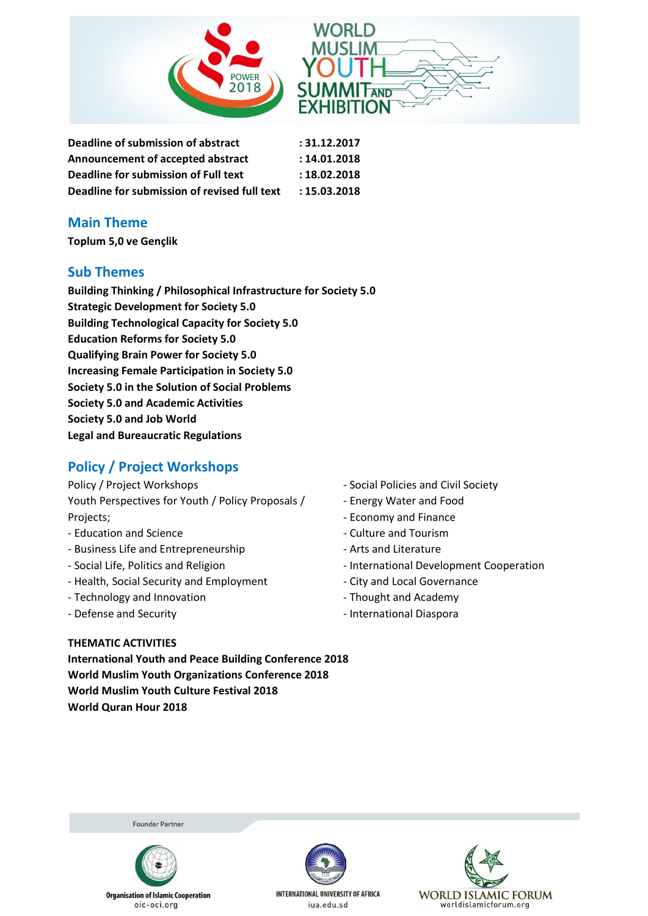WORLD MUSLIM YOUTH SUMMIT AND EXHIBITION

POWER 2018

| | |
|---|---|
| **Deadline of submission of abstract** | **: 31.12.2017** |
| **Announcement of accepted abstract** | **: 14.01.2018** |
| **Deadline for submission of Full text** | **: 18.02.2018** |
| **Deadline for submission of revised full text** | **: 15.03.2018** |

## Main Theme

**Toplum 5,0 ve Gençlik**

## Sub Themes

**Building Thinking / Philosophical Infrastructure for Society 5.0**
**Strategic Development for Society 5.0**
**Building Technological Capacity for Society 5.0**
**Education Reforms for Society 5.0**
**Qualifying Brain Power for Society 5.0**
**Increasing Female Participation in Society 5.0**
**Society 5.0 in the Solution of Social Problems**
**Society 5.0 and Academic Activities**
**Society 5.0 and Job World**
**Legal and Bureaucratic Regulations**

## Policy / Project Workshops

Policy / Project Workshops
Youth Perspectives for Youth / Policy Proposals / Projects;

- Education and Science
- Business Life and Entrepreneurship
- Social Life, Politics and Religion
- Health, Social Security and Employment
- Technology and Innovation
- Defense and Security
- Social Policies and Civil Society
- Energy Water and Food
- Economy and Finance
- Culture and Tourism
- Arts and Literature
- International Development Cooperation
- City and Local Governance
- Thought and Academy
- International Diaspora

**THEMATIC ACTIVITIES**
**International Youth and Peace Building Conference 2018**
**World Muslim Youth Organizations Conference 2018**
**World Muslim Youth Culture Festival 2018**
**World Quran Hour 2018**

Founder Partner

Organisation of Islamic Cooperation
oic-oci.org

INTERNATIONAL UNIVERSITY OF AFRICA
iua.edu.sd

WORLD ISLAMIC FORUM
worldislamicforum.org